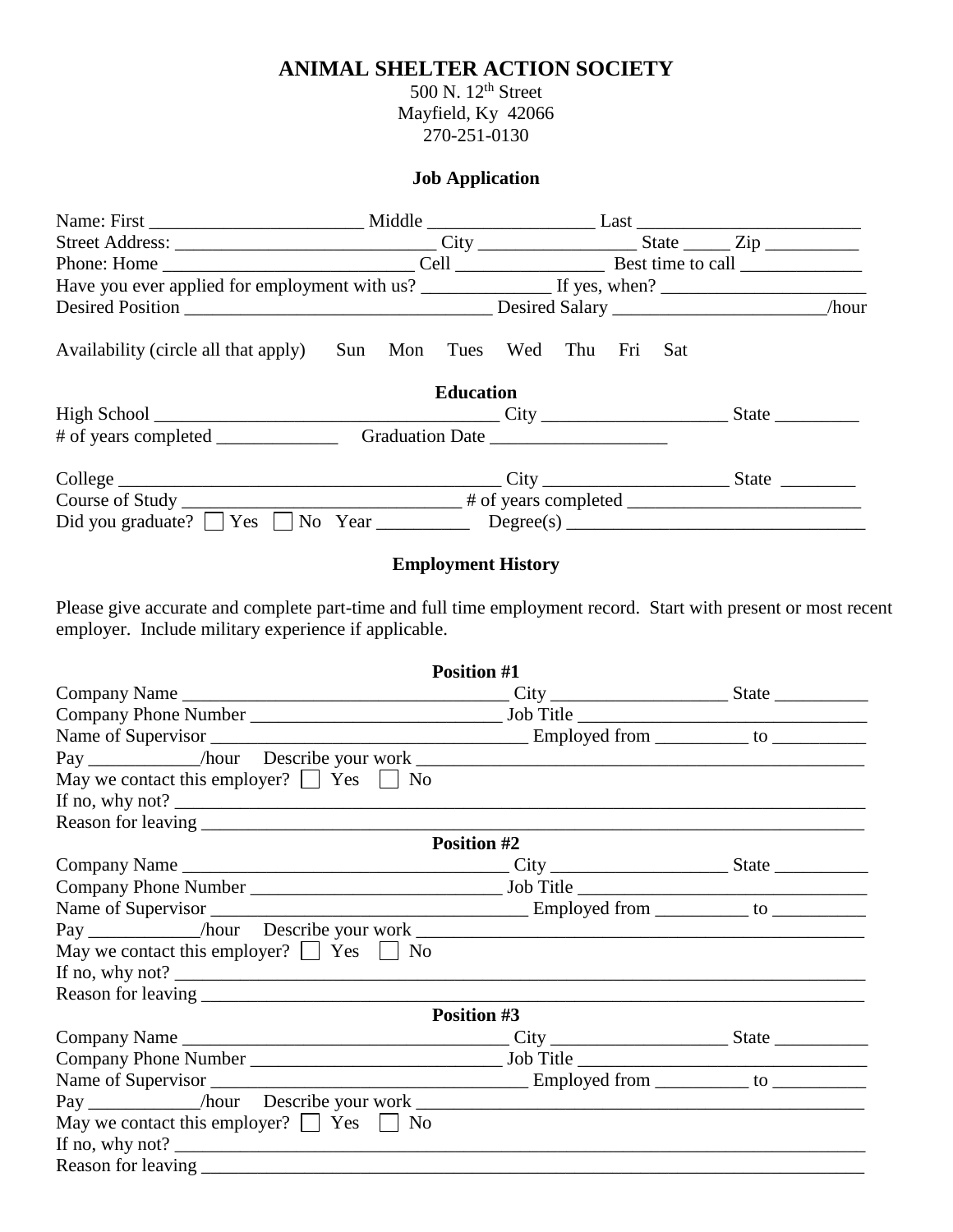# ANIMAL SHELTER ACTION SOCIETY

500 N. 12th Street
Mayfield, Ky 42066
270-251-0130

## Job Application

Name: First _______________________ Middle __________________ Last ________________________

Street Address: ____________________________ City _________________ State _____ Zip __________

Phone: Home ___________________________ Cell ________________ Best time to call _____________

Have you ever applied for employment with us? ______________ If yes, when? ______________________

Desired Position _________________________________ Desired Salary _______________________/hour

Availability (circle all that apply) Sun Mon Tues Wed Thu Fri Sat

### Education

High School ____________________________________ City ____________________ State _________

# of years completed _____________ Graduation Date ___________________

College _________________________________________ City ____________________ State ________

Course of Study ______________________________ # of years completed __________________________

Did you graduate? ☐ Yes ☐ No Year __________ Degree(s) ________________________________

### Employment History

Please give accurate and complete part-time and full time employment record. Start with present or most recent employer. Include military experience if applicable.

**Position #1**

Company Name ___________________________________ City ___________________ State __________

Company Phone Number ___________________________ Job Title _______________________________

Name of Supervisor _________________________________ Employed from __________ to __________

Pay ____________/hour Describe your work ________________________________________________

May we contact this employer? ☐ Yes ☐ No

If no, why not? _____________________________________________________________________

Reason for leaving ___________________________________________________________________

**Position #2**

Company Name ___________________________________ City ___________________ State __________

Company Phone Number ___________________________ Job Title _______________________________

Name of Supervisor _________________________________ Employed from __________ to __________

Pay ____________/hour Describe your work ________________________________________________

May we contact this employer? ☐ Yes ☐ No

If no, why not? _____________________________________________________________________

Reason for leaving ___________________________________________________________________

**Position #3**

Company Name ___________________________________ City ___________________ State __________

Company Phone Number ___________________________ Job Title _______________________________

Name of Supervisor _________________________________ Employed from __________ to __________

Pay ____________/hour Describe your work ________________________________________________

May we contact this employer? ☐ Yes ☐ No

If no, why not? _____________________________________________________________________

Reason for leaving ___________________________________________________________________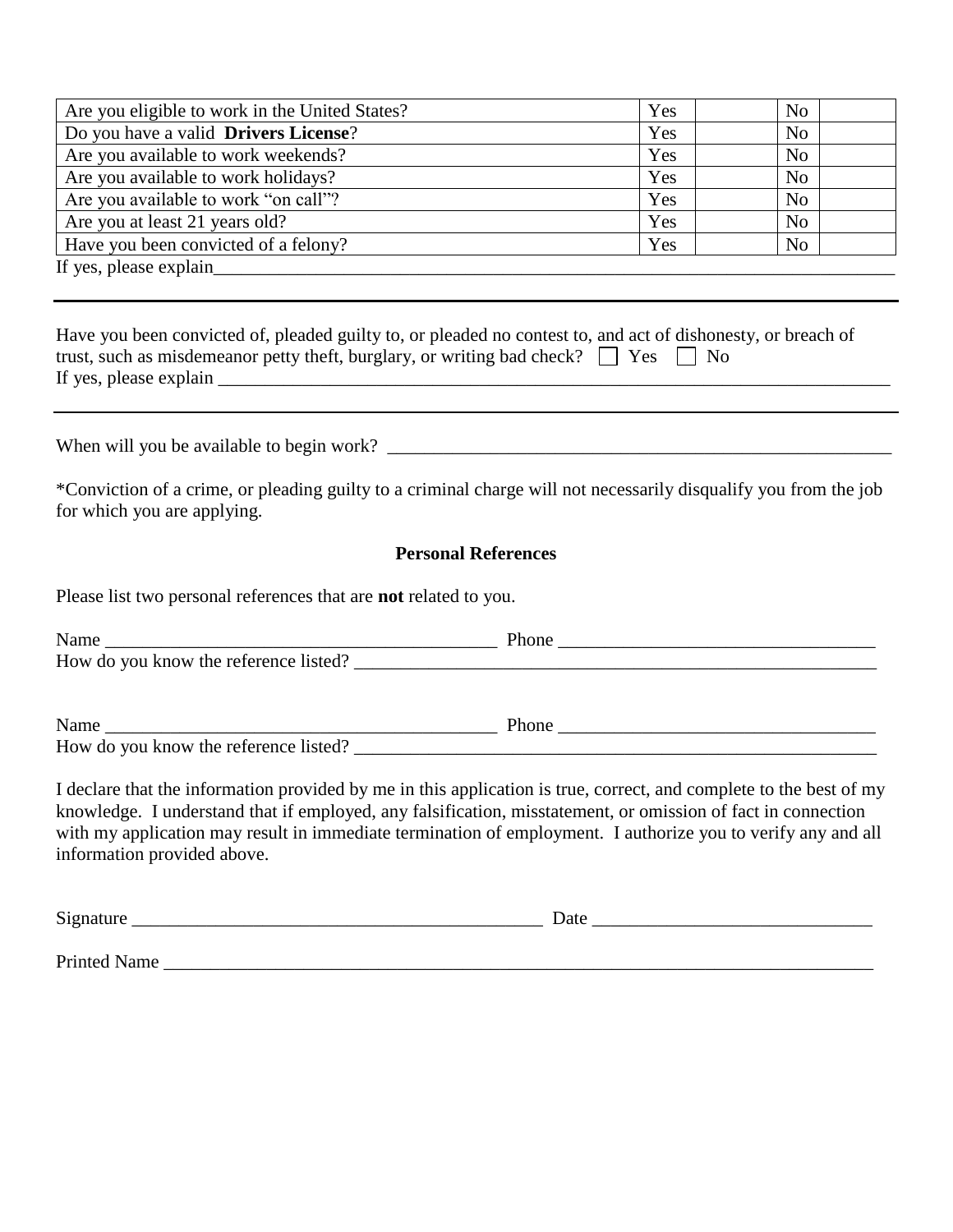| | | | | |
|---|---|---|---|---|
| Are you eligible to work in the United States? | Yes | | No | |
| Do you have a valid **Drivers License**? | Yes | | No | |
| Are you available to work weekends? | Yes | | No | |
| Are you available to work holidays? | Yes | | No | |
| Are you available to work "on call"? | Yes | | No | |
| Are you at least 21 years old? | Yes | | No | |
| Have you been convicted of a felony? | Yes | | No | |

If yes, please explain_______________________________________________________________________

---

Have you been convicted of, pleaded guilty to, or pleaded no contest to, and act of dishonesty, or breach of trust, such as misdemeanor petty theft, burglary, or writing bad check? ☐ Yes ☐ No
If yes, please explain _______________________________________________________________________

---

When will you be available to begin work? ___________________________________________________

*Conviction of a crime, or pleading guilty to a criminal charge will not necessarily disqualify you from the job for which you are applying.

**Personal References**

Please list two personal references that are **not** related to you.

Name ___________________________________________ Phone __________________________________
How do you know the reference listed? ___________________________________________________________

Name ___________________________________________ Phone __________________________________
How do you know the reference listed? ___________________________________________________________

I declare that the information provided by me in this application is true, correct, and complete to the best of my knowledge. I understand that if employed, any falsification, misstatement, or omission of fact in connection with my application may result in immediate termination of employment. I authorize you to verify any and all information provided above.

Signature ______________________________________________ Date ______________________________

Printed Name ________________________________________________________________________________